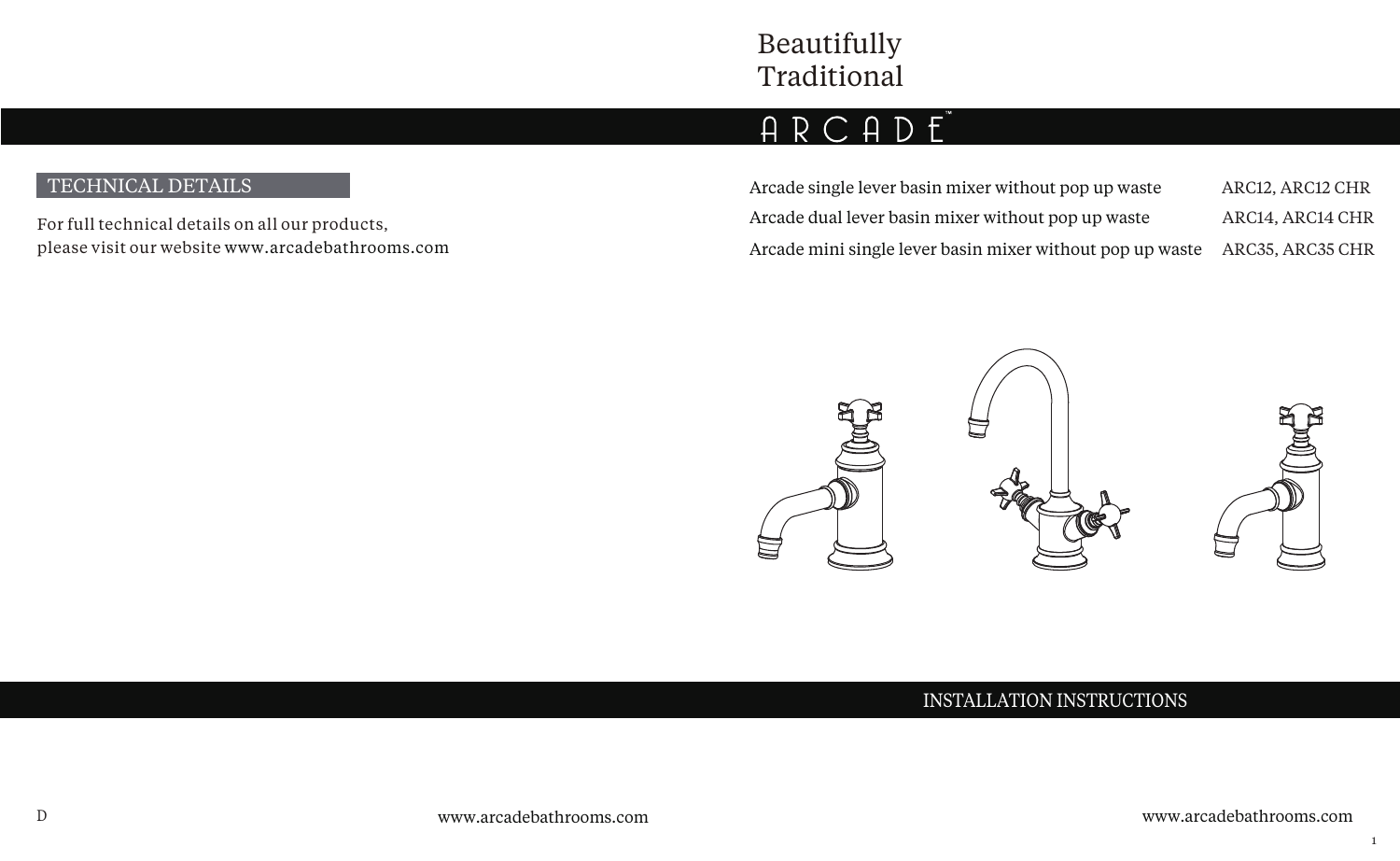Beautifully
Traditional

# ARCADE™

## TECHNICAL DETAILS

For full technical details on all our products,
please visit our website www.arcadebathrooms.com

| | |
|---|---|
| Arcade single lever basin mixer without pop up waste | ARC12, ARC12 CHR |
| Arcade dual lever basin mixer without pop up waste | ARC14, ARC14 CHR |
| Arcade mini single lever basin mixer without pop up waste | ARC35, ARC35 CHR |

## INSTALLATION INSTRUCTIONS

D

www.arcadebathrooms.com

www.arcadebathrooms.com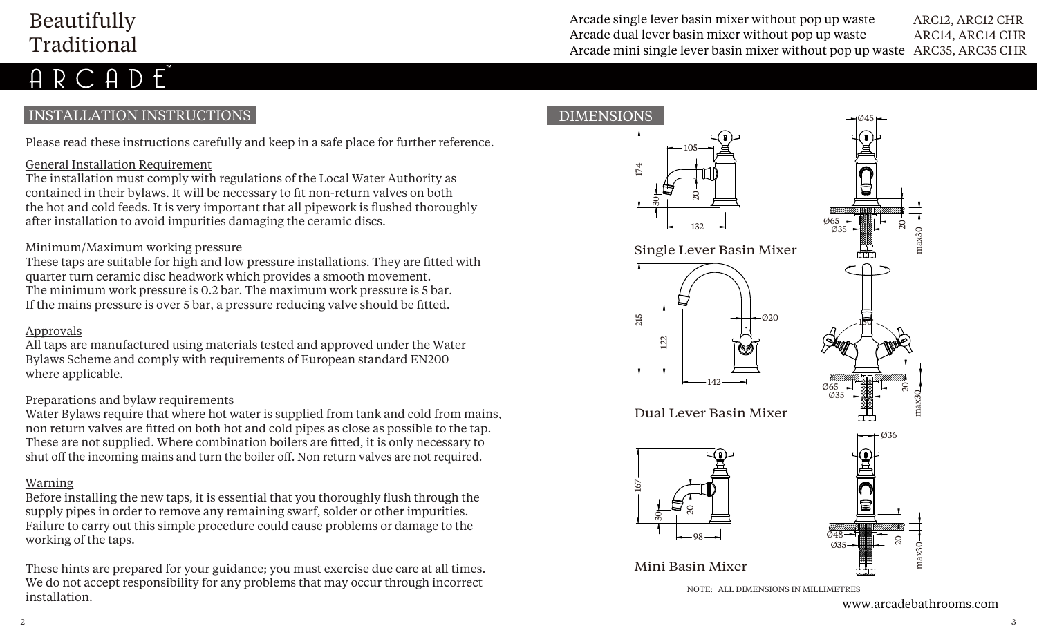Beautifully Traditional

# ARCADE™

| | |
|---|---|
| Arcade single lever basin mixer without pop up waste | ARC12, ARC12 CHR |
| Arcade dual lever basin mixer without pop up waste | ARC14, ARC14 CHR |
| Arcade mini single lever basin mixer without pop up waste | ARC35, ARC35 CHR |

## INSTALLATION INSTRUCTIONS

Please read these instructions carefully and keep in a safe place for further reference.

### General Installation Requirement

The installation must comply with regulations of the Local Water Authority as contained in their bylaws. It will be necessary to fit non-return valves on both the hot and cold feeds. It is very important that all pipework is flushed thoroughly after installation to avoid impurities damaging the ceramic discs.

### Minimum/Maximum working pressure

These taps are suitable for high and low pressure installations. They are fitted with quarter turn ceramic disc headwork which provides a smooth movement. The minimum work pressure is 0.2 bar. The maximum work pressure is 5 bar. If the mains pressure is over 5 bar, a pressure reducing valve should be fitted.

### Approvals

All taps are manufactured using materials tested and approved under the Water Bylaws Scheme and comply with requirements of European standard EN200 where applicable.

### Preparations and bylaw requirements

Water Bylaws require that where hot water is supplied from tank and cold from mains, non return valves are fitted on both hot and cold pipes as close as possible to the tap. These are not supplied. Where combination boilers are fitted, it is only necessary to shut off the incoming mains and turn the boiler off. Non return valves are not required.

### Warning

Before installing the new taps, it is essential that you thoroughly flush through the supply pipes in order to remove any remaining swarf, solder or other impurities. Failure to carry out this simple procedure could cause problems or damage to the working of the taps.

These hints are prepared for your guidance; you must exercise due care at all times. We do not accept responsibility for any problems that may occur through incorrect installation.

## DIMENSIONS

Single Lever Basin Mixer

Dual Lever Basin Mixer

Mini Basin Mixer

NOTE: ALL DIMENSIONS IN MILLIMETRES

www.arcadebathrooms.com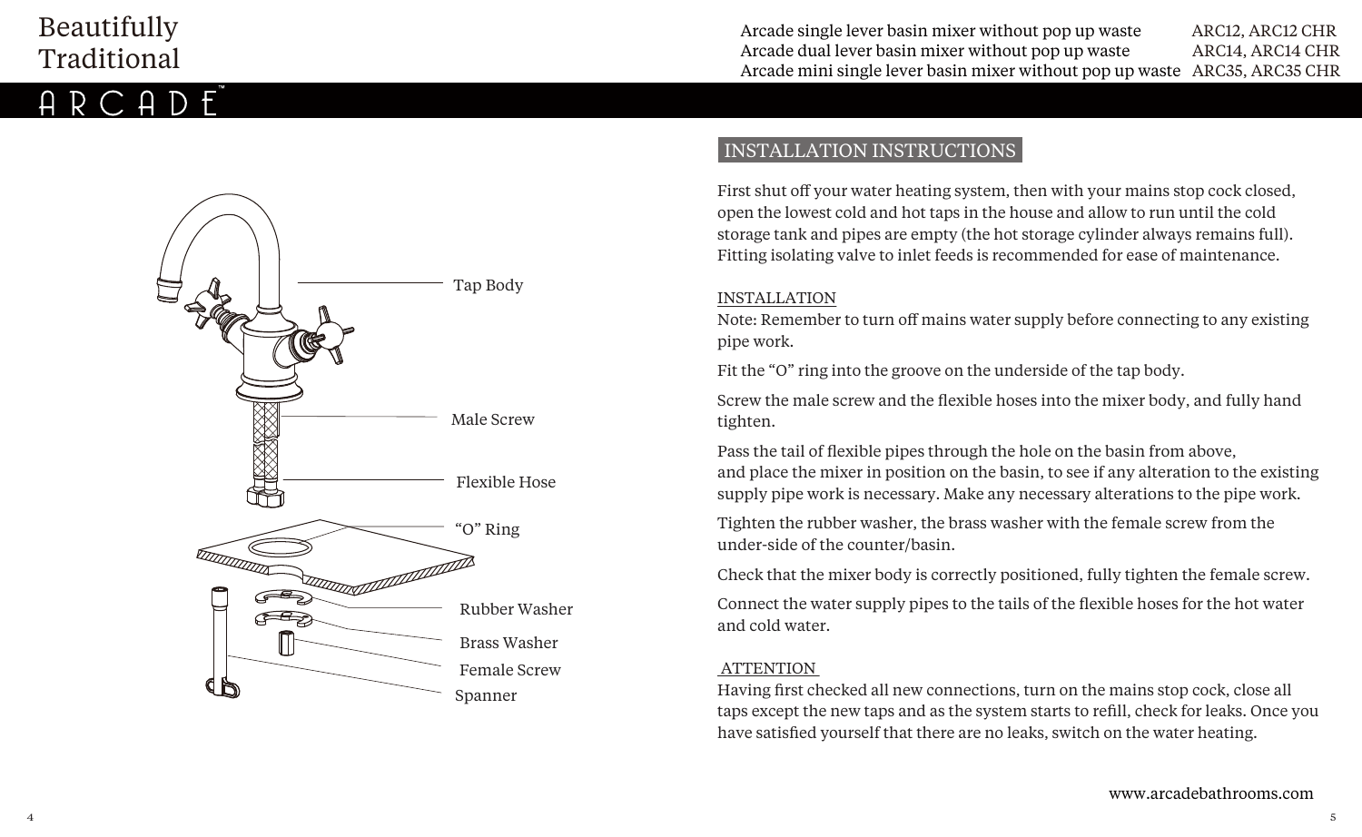Beautifully Traditional

ARCADE™

| | |
|---|---|
| Arcade single lever basin mixer without pop up waste | ARC12, ARC12 CHR |
| Arcade dual lever basin mixer without pop up waste | ARC14, ARC14 CHR |
| Arcade mini single lever basin mixer without pop up waste | ARC35, ARC35 CHR |

Tap Body

Male Screw

Flexible Hose

“O” Ring

Rubber Washer

Brass Washer

Female Screw

Spanner

## INSTALLATION INSTRUCTIONS

First shut off your water heating system, then with your mains stop cock closed, open the lowest cold and hot taps in the house and allow to run until the cold storage tank and pipes are empty (the hot storage cylinder always remains full). Fitting isolating valve to inlet feeds is recommended for ease of maintenance.

### INSTALLATION

Note: Remember to turn off mains water supply before connecting to any existing pipe work.

Fit the “O” ring into the groove on the underside of the tap body.

Screw the male screw and the flexible hoses into the mixer body, and fully hand tighten.

Pass the tail of flexible pipes through the hole on the basin from above, and place the mixer in position on the basin, to see if any alteration to the existing supply pipe work is necessary. Make any necessary alterations to the pipe work.

Tighten the rubber washer, the brass washer with the female screw from the under-side of the counter/basin.

Check that the mixer body is correctly positioned, fully tighten the female screw.

Connect the water supply pipes to the tails of the flexible hoses for the hot water and cold water.

### ATTENTION

Having first checked all new connections, turn on the mains stop cock, close all taps except the new taps and as the system starts to refill, check for leaks. Once you have satisfied yourself that there are no leaks, switch on the water heating.

www.arcadebathrooms.com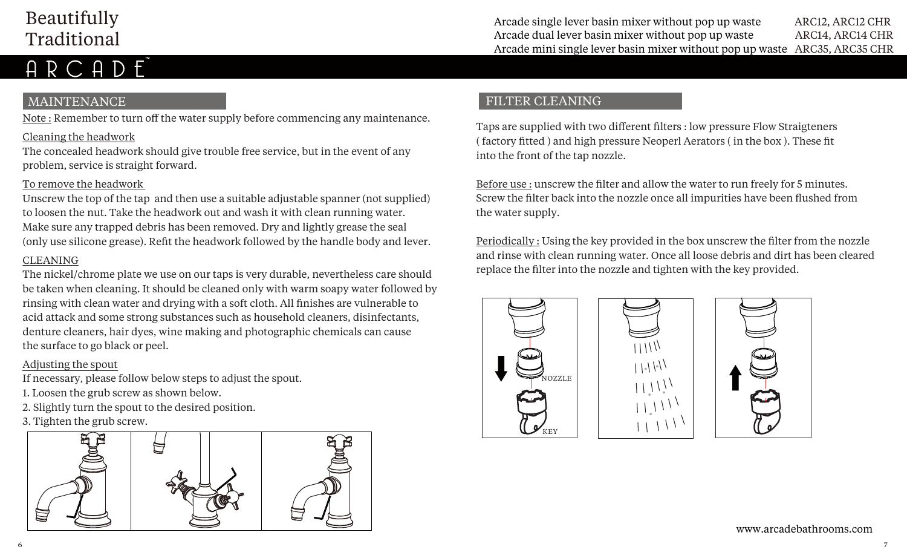Beautifully Traditional

ARCADE™

| | |
|---|---|
| Arcade single lever basin mixer without pop up waste | ARC12, ARC12 CHR |
| Arcade dual lever basin mixer without pop up waste | ARC14, ARC14 CHR |
| Arcade mini single lever basin mixer without pop up waste | ARC35, ARC35 CHR |

## MAINTENANCE

Note : Remember to turn off the water supply before commencing any maintenance.

Cleaning the headwork

The concealed headwork should give trouble free service, but in the event of any problem, service is straight forward.

To remove the headwork

Unscrew the top of the tap and then use a suitable adjustable spanner (not supplied) to loosen the nut. Take the headwork out and wash it with clean running water. Make sure any trapped debris has been removed. Dry and lightly grease the seal (only use silicone grease). Refit the headwork followed by the handle body and lever.

CLEANING

The nickel/chrome plate we use on our taps is very durable, nevertheless care should be taken when cleaning. It should be cleaned only with warm soapy water followed by rinsing with clean water and drying with a soft cloth. All finishes are vulnerable to acid attack and some strong substances such as household cleaners, disinfectants, denture cleaners, hair dyes, wine making and photographic chemicals can cause the surface to go black or peel.

Adjusting the spout

If necessary, please follow below steps to adjust the spout.

1. Loosen the grub screw as shown below.
2. Slightly turn the spout to the desired position.
3. Tighten the grub screw.

## FILTER CLEANING

Taps are supplied with two different filters : low pressure Flow Straigteners ( factory fitted ) and high pressure Neoperl Aerators ( in the box ). These fit into the front of the tap nozzle.

Before use : unscrew the filter and allow the water to run freely for 5 minutes. Screw the filter back into the nozzle once all impurities have been flushed from the water supply.

Periodically : Using the key provided in the box unscrew the filter from the nozzle and rinse with clean running water. Once all loose debris and dirt has been cleared replace the filter into the nozzle and tighten with the key provided.

NOZZLE

KEY

www.arcadebathrooms.com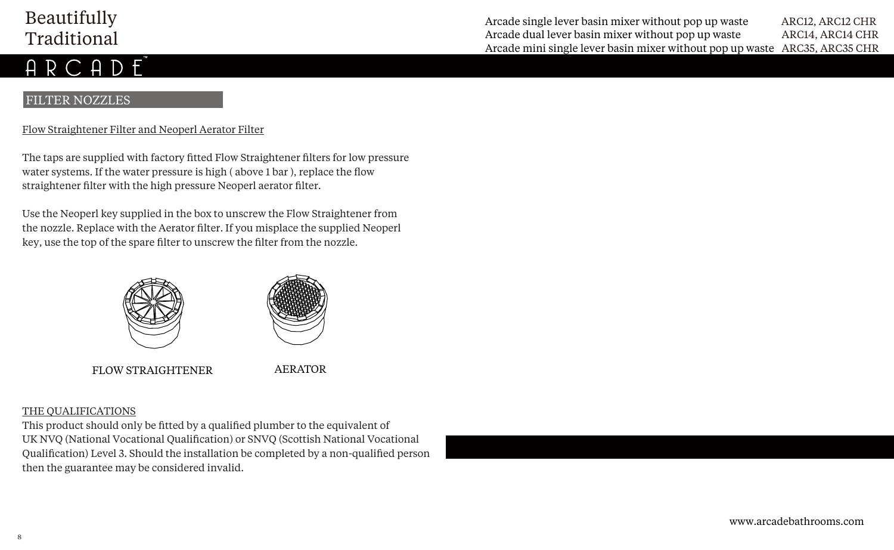Beautifully Traditional

ARCADE™

| | |
|---|---|
| Arcade single lever basin mixer without pop up waste | ARC12, ARC12 CHR |
| Arcade dual lever basin mixer without pop up waste | ARC14, ARC14 CHR |
| Arcade mini single lever basin mixer without pop up waste | ARC35, ARC35 CHR |

## FILTER NOZZLES

Flow Straightener Filter and Neoperl Aerator Filter

The taps are supplied with factory fitted Flow Straightener filters for low pressure water systems. If the water pressure is high ( above 1 bar ), replace the flow straightener filter with the high pressure Neoperl aerator filter.

Use the Neoperl key supplied in the box to unscrew the Flow Straightener from the nozzle. Replace with the Aerator filter. If you misplace the supplied Neoperl key, use the top of the spare filter to unscrew the filter from the nozzle.

FLOW STRAIGHTENER

AERATOR

THE QUALIFICATIONS

This product should only be fitted by a qualified plumber to the equivalent of UK NVQ (National Vocational Qualification) or SNVQ (Scottish National Vocational Qualification) Level 3. Should the installation be completed by a non-qualified person then the guarantee may be considered invalid.

www.arcadebathrooms.com